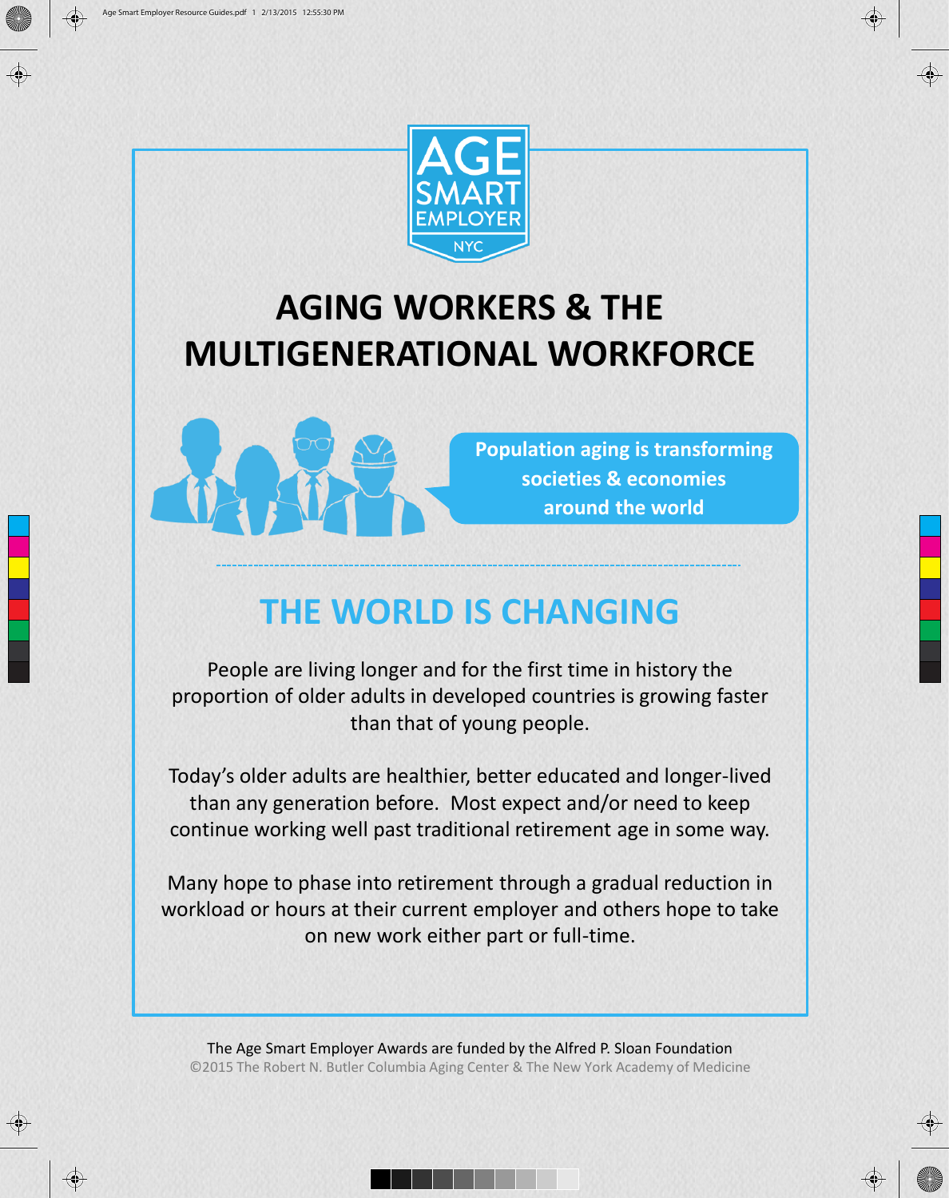AGE SMART EMPLOYER NYC

# AGING WORKERS & THE MULTIGENERATIONAL WORKFORCE

**Population aging is transforming societies & economies around the world**

## THE WORLD IS CHANGING

People are living longer and for the first time in history the proportion of older adults in developed countries is growing faster than that of young people.

Today's older adults are healthier, better educated and longer-lived than any generation before. Most expect and/or need to keep continue working well past traditional retirement age in some way.

Many hope to phase into retirement through a gradual reduction in workload or hours at their current employer and others hope to take on new work either part or full-time.

The Age Smart Employer Awards are funded by the Alfred P. Sloan Foundation

©2015 The Robert N. Butler Columbia Aging Center & The New York Academy of Medicine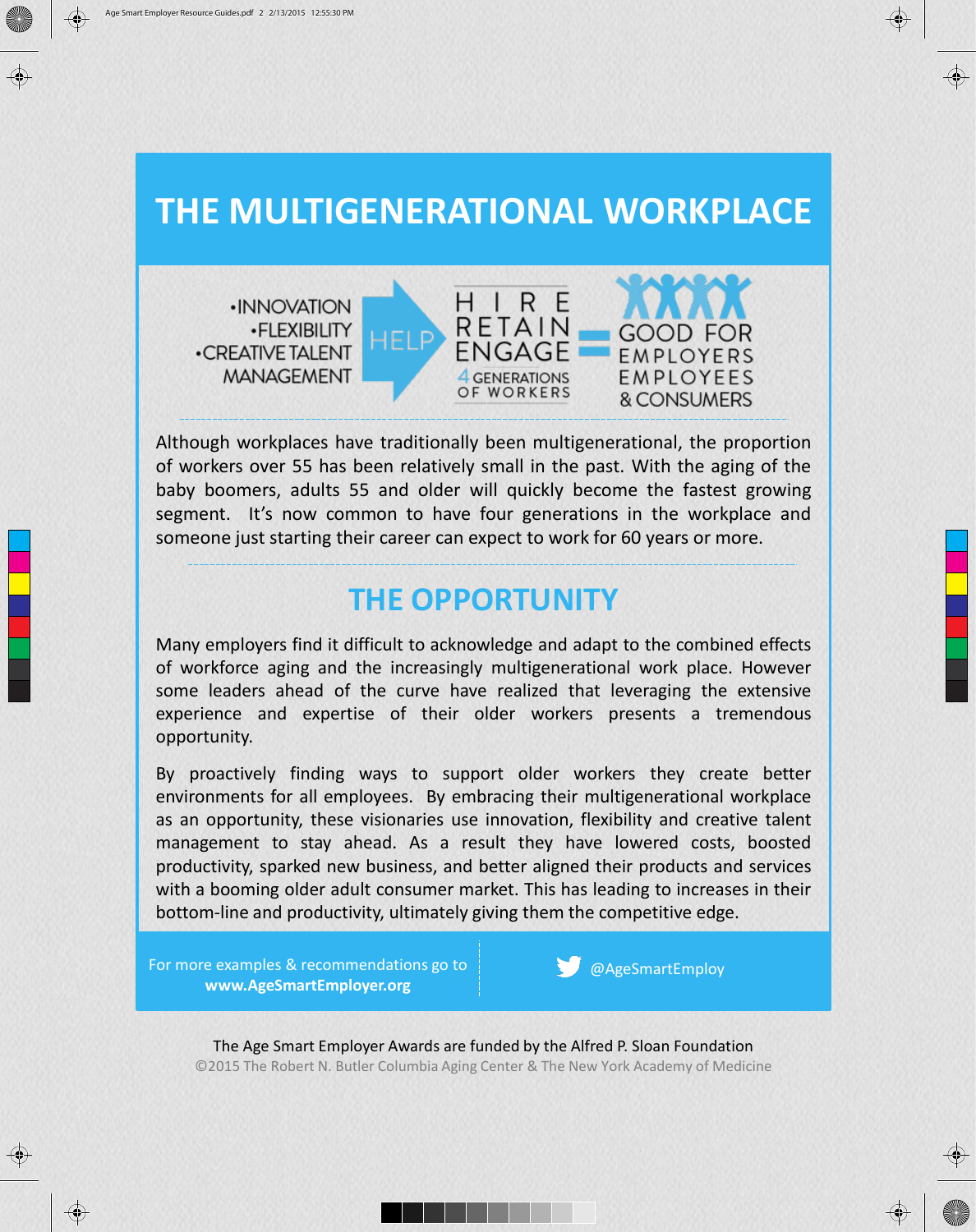# THE MULTIGENERATIONAL WORKPLACE

•INNOVATION
•FLEXIBILITY
•CREATIVE TALENT MANAGEMENT

HELP

HIRE
RETAIN
ENGAGE
4 GENERATIONS OF WORKERS

=

GOOD FOR
EMPLOYERS
EMPLOYEES
& CONSUMERS

Although workplaces have traditionally been multigenerational, the proportion of workers over 55 has been relatively small in the past. With the aging of the baby boomers, adults 55 and older will quickly become the fastest growing segment. It's now common to have four generations in the workplace and someone just starting their career can expect to work for 60 years or more.

## THE OPPORTUNITY

Many employers find it difficult to acknowledge and adapt to the combined effects of workforce aging and the increasingly multigenerational work place. However some leaders ahead of the curve have realized that leveraging the extensive experience and expertise of their older workers presents a tremendous opportunity.

By proactively finding ways to support older workers they create better environments for all employees. By embracing their multigenerational workplace as an opportunity, these visionaries use innovation, flexibility and creative talent management to stay ahead. As a result they have lowered costs, boosted productivity, sparked new business, and better aligned their products and services with a booming older adult consumer market. This has leading to increases in their bottom-line and productivity, ultimately giving them the competitive edge.

For more examples & recommendations go to **www.AgeSmartEmployer.org**

@AgeSmartEmploy

The Age Smart Employer Awards are funded by the Alfred P. Sloan Foundation

©2015 The Robert N. Butler Columbia Aging Center & The New York Academy of Medicine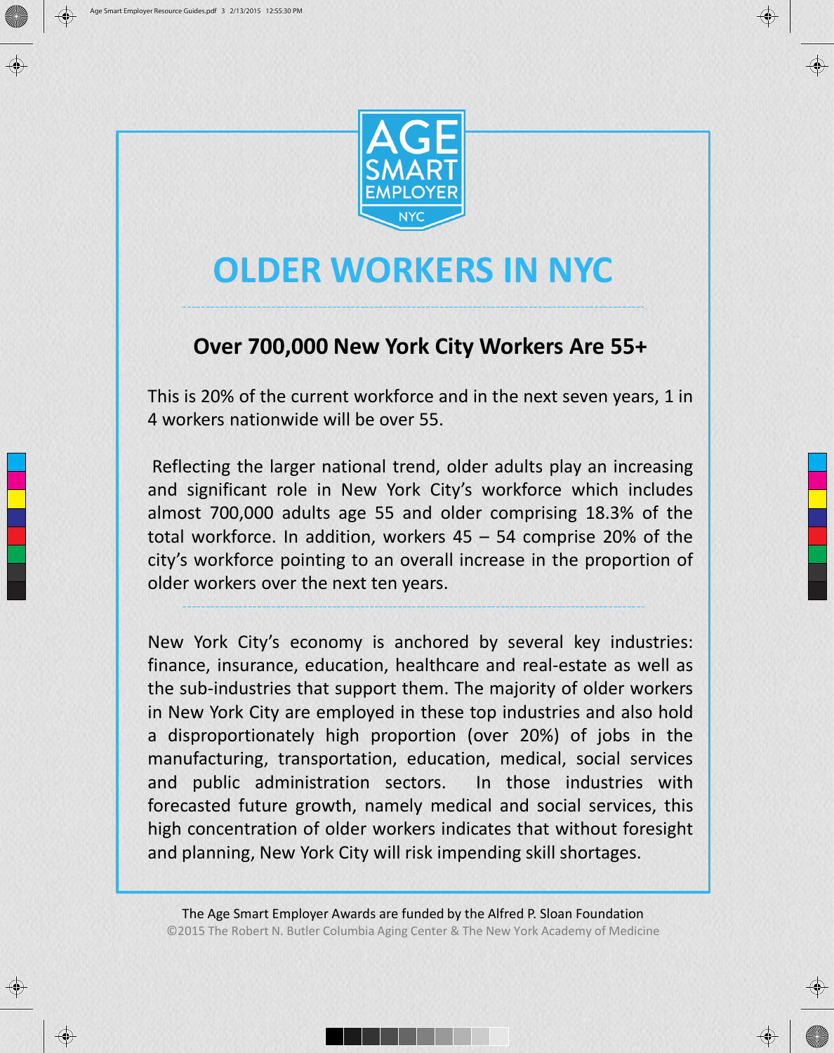AGE SMART EMPLOYER NYC

# OLDER WORKERS IN NYC

## Over 700,000 New York City Workers Are 55+

This is 20% of the current workforce and in the next seven years, 1 in 4 workers nationwide will be over 55.

Reflecting the larger national trend, older adults play an increasing and significant role in New York City's workforce which includes almost 700,000 adults age 55 and older comprising 18.3% of the total workforce. In addition, workers 45 – 54 comprise 20% of the city's workforce pointing to an overall increase in the proportion of older workers over the next ten years.

---

New York City's economy is anchored by several key industries: finance, insurance, education, healthcare and real-estate as well as the sub-industries that support them. The majority of older workers in New York City are employed in these top industries and also hold a disproportionately high proportion (over 20%) of jobs in the manufacturing, transportation, education, medical, social services and public administration sectors. In those industries with forecasted future growth, namely medical and social services, this high concentration of older workers indicates that without foresight and planning, New York City will risk impending skill shortages.

The Age Smart Employer Awards are funded by the Alfred P. Sloan Foundation

©2015 The Robert N. Butler Columbia Aging Center & The New York Academy of Medicine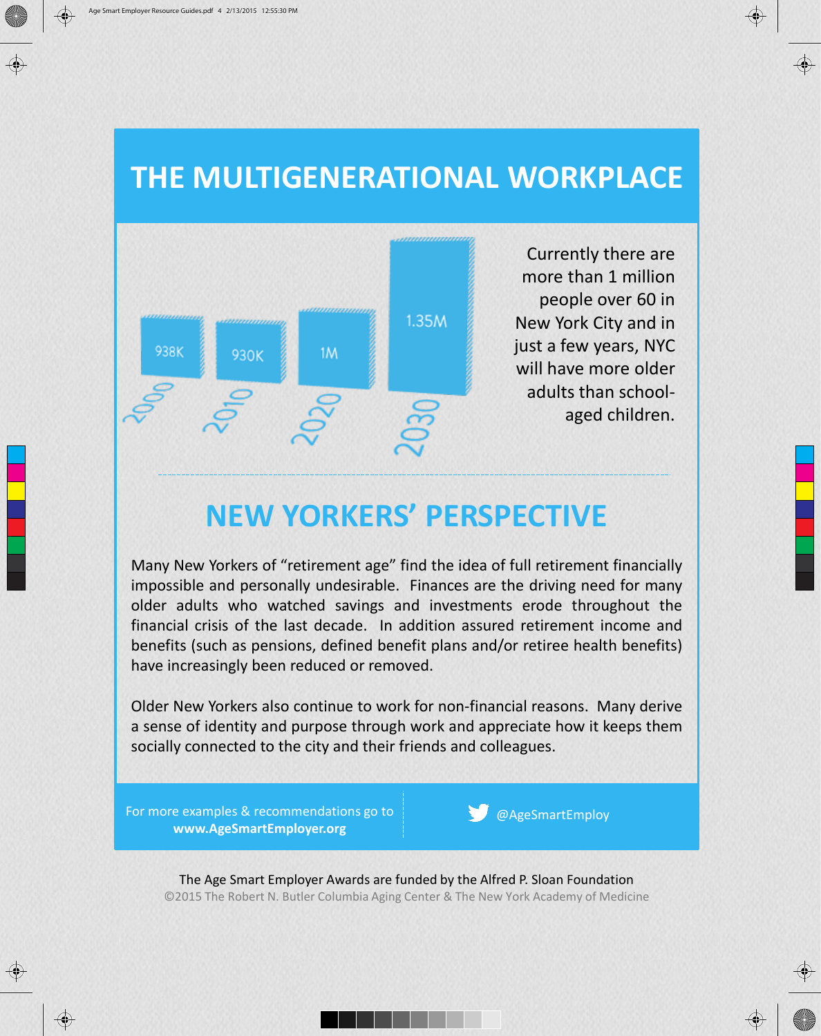# THE MULTIGENERATIONAL WORKPLACE

| Year | People over 60 in NYC |
|---|---|
| 2000 | 938K |
| 2010 | 930K |
| 2020 | 1M |
| 2030 | 1.35M |

Currently there are more than 1 million people over 60 in New York City and in just a few years, NYC will have more older adults than school-aged children.

## NEW YORKERS' PERSPECTIVE

Many New Yorkers of "retirement age" find the idea of full retirement financially impossible and personally undesirable. Finances are the driving need for many older adults who watched savings and investments erode throughout the financial crisis of the last decade. In addition assured retirement income and benefits (such as pensions, defined benefit plans and/or retiree health benefits) have increasingly been reduced or removed.

Older New Yorkers also continue to work for non-financial reasons. Many derive a sense of identity and purpose through work and appreciate how it keeps them socially connected to the city and their friends and colleagues.

For more examples & recommendations go to **www.AgeSmartEmployer.org**

@AgeSmartEmploy

The Age Smart Employer Awards are funded by the Alfred P. Sloan Foundation

©2015 The Robert N. Butler Columbia Aging Center & The New York Academy of Medicine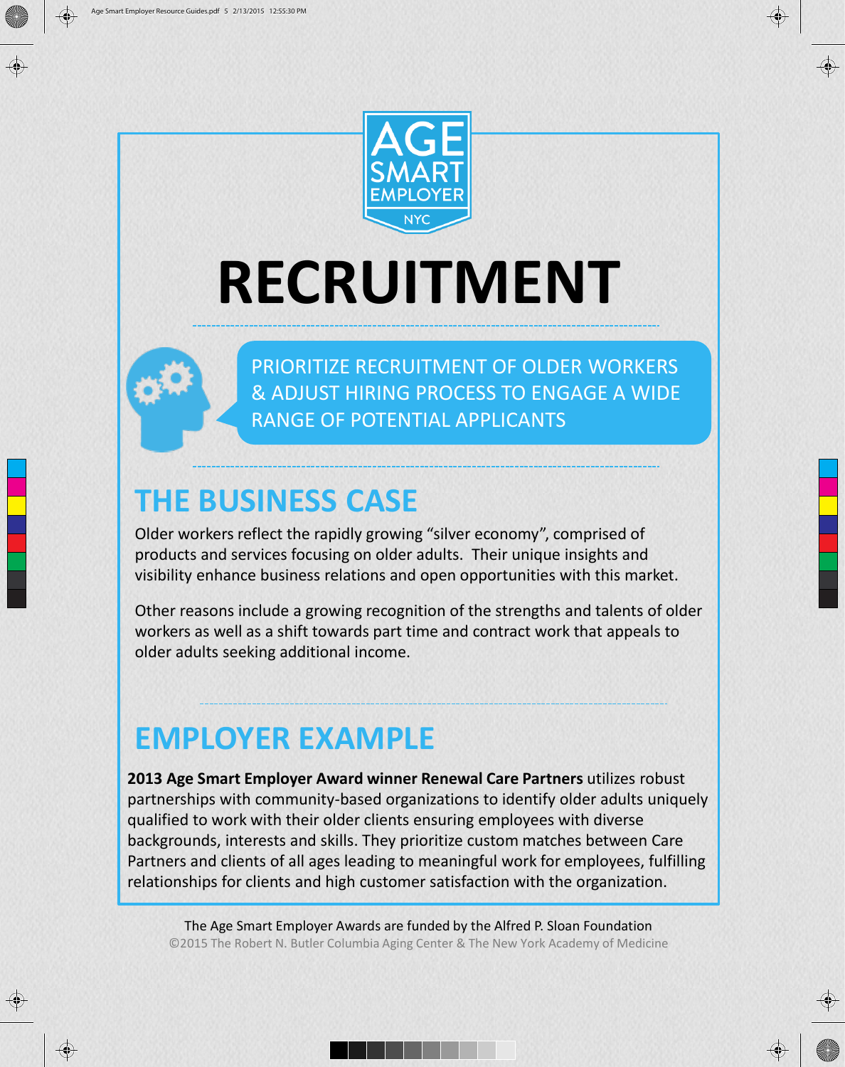AGE SMART EMPLOYER NYC

# RECRUITMENT

PRIORITIZE RECRUITMENT OF OLDER WORKERS & ADJUST HIRING PROCESS TO ENGAGE A WIDE RANGE OF POTENTIAL APPLICANTS

## THE BUSINESS CASE

Older workers reflect the rapidly growing “silver economy”, comprised of products and services focusing on older adults. Their unique insights and visibility enhance business relations and open opportunities with this market.

Other reasons include a growing recognition of the strengths and talents of older workers as well as a shift towards part time and contract work that appeals to older adults seeking additional income.

## EMPLOYER EXAMPLE

**2013 Age Smart Employer Award winner Renewal Care Partners** utilizes robust partnerships with community-based organizations to identify older adults uniquely qualified to work with their older clients ensuring employees with diverse backgrounds, interests and skills. They prioritize custom matches between Care Partners and clients of all ages leading to meaningful work for employees, fulfilling relationships for clients and high customer satisfaction with the organization.

The Age Smart Employer Awards are funded by the Alfred P. Sloan Foundation

©2015 The Robert N. Butler Columbia Aging Center & The New York Academy of Medicine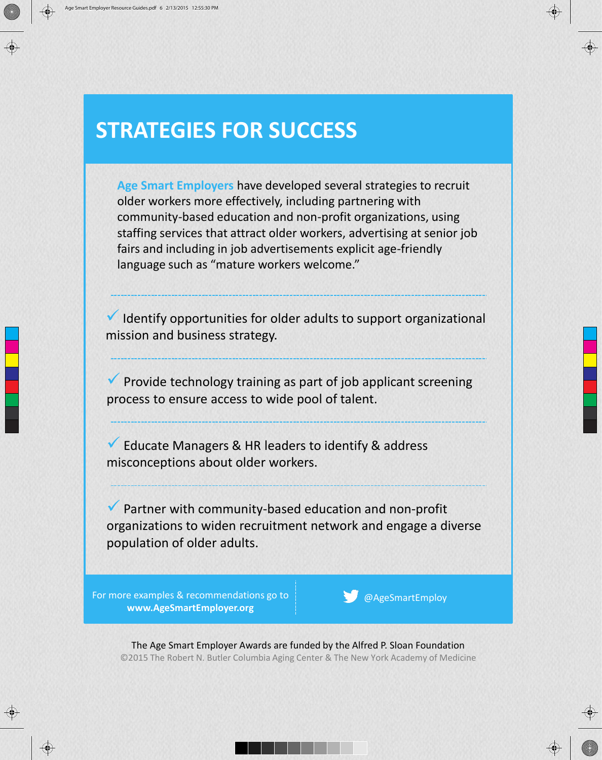# STRATEGIES FOR SUCCESS

**Age Smart Employers** have developed several strategies to recruit older workers more effectively, including partnering with community-based education and non-profit organizations, using staffing services that attract older workers, advertising at senior job fairs and including in job advertisements explicit age-friendly language such as "mature workers welcome."

---

✓ Identify opportunities for older adults to support organizational mission and business strategy.

---

✓ Provide technology training as part of job applicant screening process to ensure access to wide pool of talent.

---

✓ Educate Managers & HR leaders to identify & address misconceptions about older workers.

---

✓ Partner with community-based education and non-profit organizations to widen recruitment network and engage a diverse population of older adults.

For more examples & recommendations go to **www.AgeSmartEmployer.org**

@AgeSmartEmploy

The Age Smart Employer Awards are funded by the Alfred P. Sloan Foundation

©2015 The Robert N. Butler Columbia Aging Center & The New York Academy of Medicine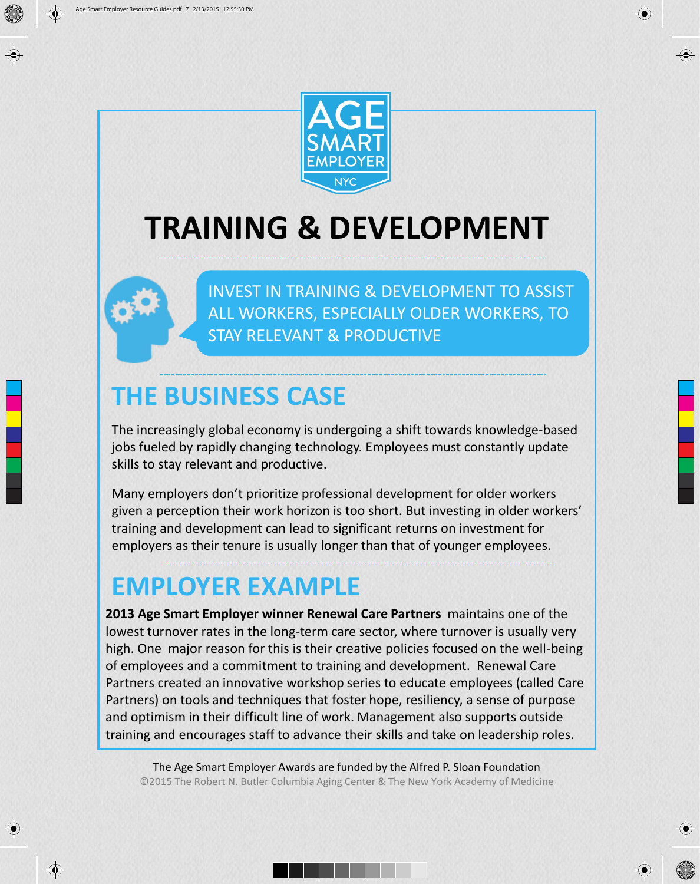AGE SMART EMPLOYER NYC

# TRAINING & DEVELOPMENT

INVEST IN TRAINING & DEVELOPMENT TO ASSIST ALL WORKERS, ESPECIALLY OLDER WORKERS, TO STAY RELEVANT & PRODUCTIVE

## THE BUSINESS CASE

The increasingly global economy is undergoing a shift towards knowledge-based jobs fueled by rapidly changing technology. Employees must constantly update skills to stay relevant and productive.

Many employers don't prioritize professional development for older workers given a perception their work horizon is too short. But investing in older workers' training and development can lead to significant returns on investment for employers as their tenure is usually longer than that of younger employees.

## EMPLOYER EXAMPLE

**2013 Age Smart Employer winner Renewal Care Partners** maintains one of the lowest turnover rates in the long-term care sector, where turnover is usually very high. One major reason for this is their creative policies focused on the well-being of employees and a commitment to training and development. Renewal Care Partners created an innovative workshop series to educate employees (called Care Partners) on tools and techniques that foster hope, resiliency, a sense of purpose and optimism in their difficult line of work. Management also supports outside training and encourages staff to advance their skills and take on leadership roles.

The Age Smart Employer Awards are funded by the Alfred P. Sloan Foundation

©2015 The Robert N. Butler Columbia Aging Center & The New York Academy of Medicine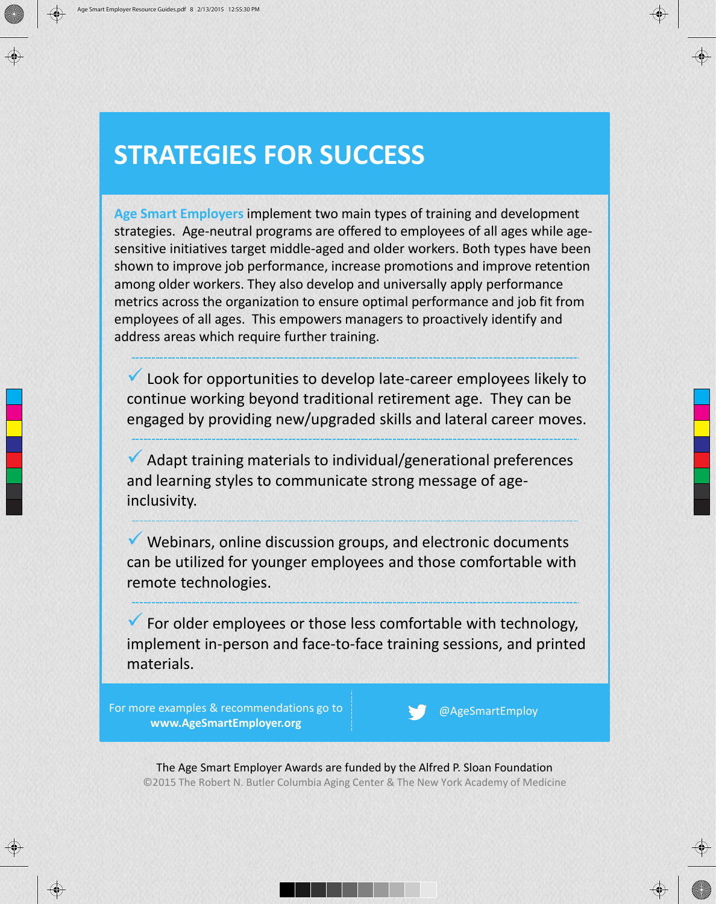# STRATEGIES FOR SUCCESS

**Age Smart Employers** implement two main types of training and development strategies. Age-neutral programs are offered to employees of all ages while age-sensitive initiatives target middle-aged and older workers. Both types have been shown to improve job performance, increase promotions and improve retention among older workers. They also develop and universally apply performance metrics across the organization to ensure optimal performance and job fit from employees of all ages. This empowers managers to proactively identify and address areas which require further training.

- ✓ Look for opportunities to develop late-career employees likely to continue working beyond traditional retirement age. They can be engaged by providing new/upgraded skills and lateral career moves.

- ✓ Adapt training materials to individual/generational preferences and learning styles to communicate strong message of age-inclusivity.

- ✓ Webinars, online discussion groups, and electronic documents can be utilized for younger employees and those comfortable with remote technologies.

- ✓ For older employees or those less comfortable with technology, implement in-person and face-to-face training sessions, and printed materials.

For more examples & recommendations go to **www.AgeSmartEmployer.org**

@AgeSmartEmploy

The Age Smart Employer Awards are funded by the Alfred P. Sloan Foundation

©2015 The Robert N. Butler Columbia Aging Center & The New York Academy of Medicine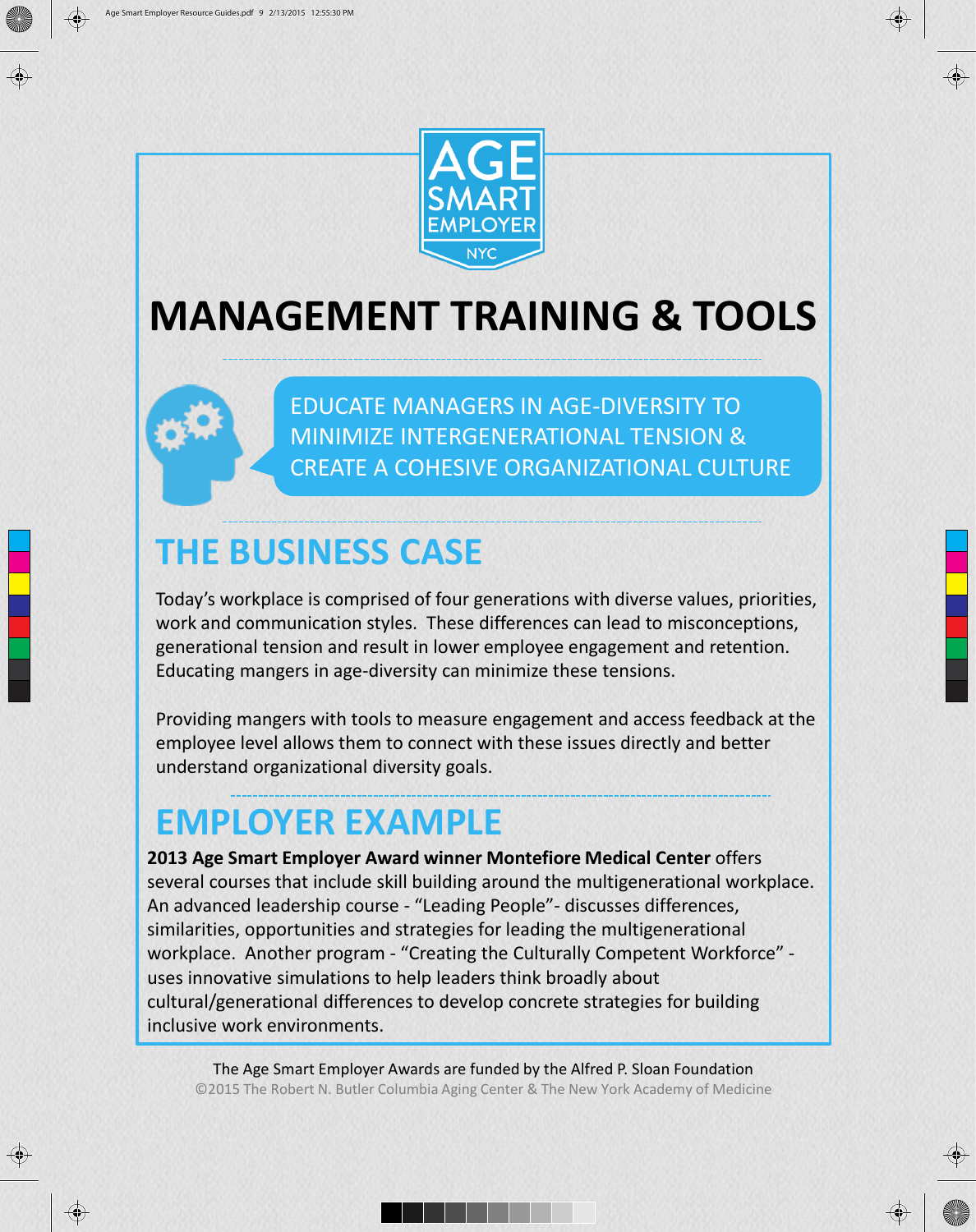AGE SMART EMPLOYER NYC

# MANAGEMENT TRAINING & TOOLS

EDUCATE MANAGERS IN AGE-DIVERSITY TO MINIMIZE INTERGENERATIONAL TENSION & CREATE A COHESIVE ORGANIZATIONAL CULTURE

## THE BUSINESS CASE

Today's workplace is comprised of four generations with diverse values, priorities, work and communication styles. These differences can lead to misconceptions, generational tension and result in lower employee engagement and retention. Educating mangers in age-diversity can minimize these tensions.

Providing mangers with tools to measure engagement and access feedback at the employee level allows them to connect with these issues directly and better understand organizational diversity goals.

## EMPLOYER EXAMPLE

**2013 Age Smart Employer Award winner Montefiore Medical Center** offers several courses that include skill building around the multigenerational workplace. An advanced leadership course - "Leading People"- discusses differences, similarities, opportunities and strategies for leading the multigenerational workplace. Another program - "Creating the Culturally Competent Workforce" - uses innovative simulations to help leaders think broadly about cultural/generational differences to develop concrete strategies for building inclusive work environments.

The Age Smart Employer Awards are funded by the Alfred P. Sloan Foundation

©2015 The Robert N. Butler Columbia Aging Center & The New York Academy of Medicine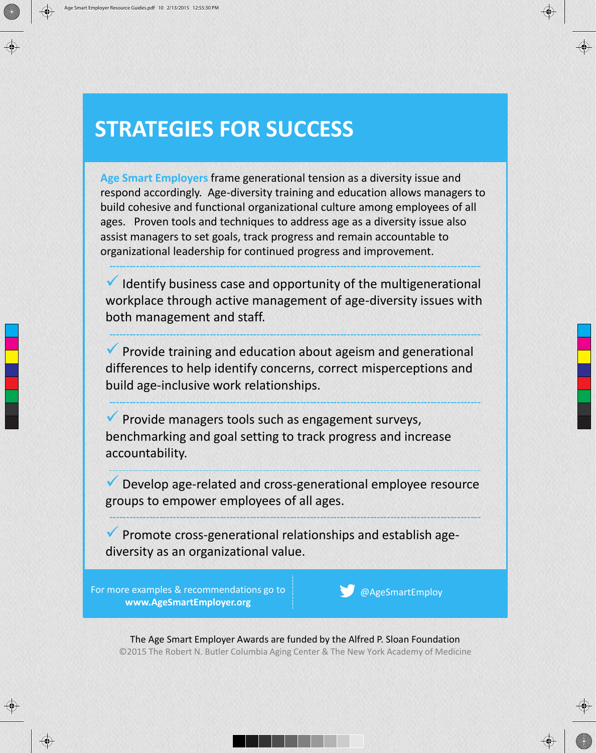# STRATEGIES FOR SUCCESS

**Age Smart Employers** frame generational tension as a diversity issue and respond accordingly. Age-diversity training and education allows managers to build cohesive and functional organizational culture among employees of all ages. Proven tools and techniques to address age as a diversity issue also assist managers to set goals, track progress and remain accountable to organizational leadership for continued progress and improvement.

- ✓ Identify business case and opportunity of the multigenerational workplace through active management of age-diversity issues with both management and staff.
- ✓ Provide training and education about ageism and generational differences to help identify concerns, correct misperceptions and build age-inclusive work relationships.
- ✓ Provide managers tools such as engagement surveys, benchmarking and goal setting to track progress and increase accountability.
- ✓ Develop age-related and cross-generational employee resource groups to empower employees of all ages.
- ✓ Promote cross-generational relationships and establish age-diversity as an organizational value.

For more examples & recommendations go to **www.AgeSmartEmployer.org**

@AgeSmartEmploy

The Age Smart Employer Awards are funded by the Alfred P. Sloan Foundation

©2015 The Robert N. Butler Columbia Aging Center & The New York Academy of Medicine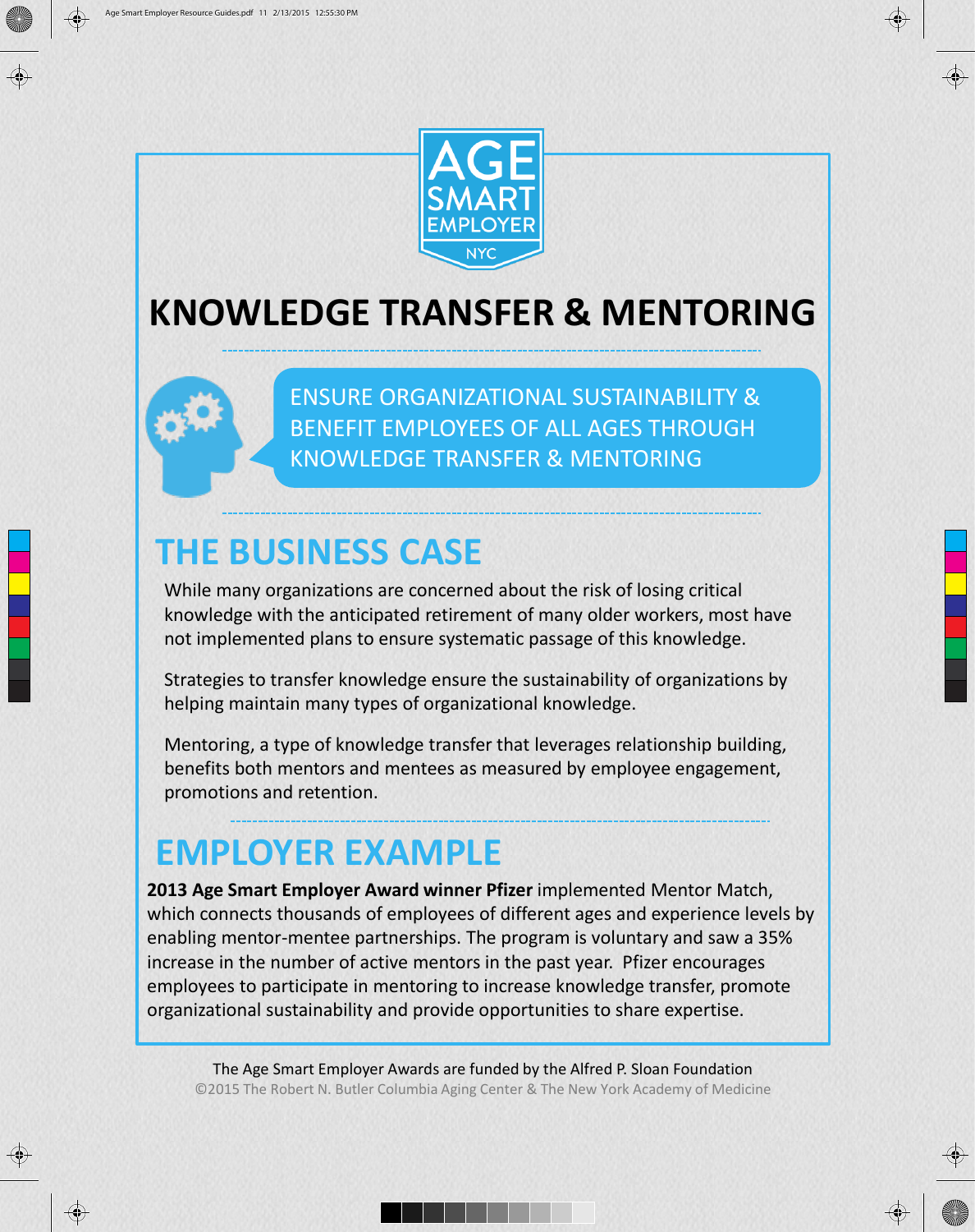AGE SMART EMPLOYER NYC

# KNOWLEDGE TRANSFER & MENTORING

ENSURE ORGANIZATIONAL SUSTAINABILITY & BENEFIT EMPLOYEES OF ALL AGES THROUGH KNOWLEDGE TRANSFER & MENTORING

## THE BUSINESS CASE

While many organizations are concerned about the risk of losing critical knowledge with the anticipated retirement of many older workers, most have not implemented plans to ensure systematic passage of this knowledge.

Strategies to transfer knowledge ensure the sustainability of organizations by helping maintain many types of organizational knowledge.

Mentoring, a type of knowledge transfer that leverages relationship building, benefits both mentors and mentees as measured by employee engagement, promotions and retention.

## EMPLOYER EXAMPLE

**2013 Age Smart Employer Award winner Pfizer** implemented Mentor Match, which connects thousands of employees of different ages and experience levels by enabling mentor-mentee partnerships. The program is voluntary and saw a 35% increase in the number of active mentors in the past year. Pfizer encourages employees to participate in mentoring to increase knowledge transfer, promote organizational sustainability and provide opportunities to share expertise.

The Age Smart Employer Awards are funded by the Alfred P. Sloan Foundation

©2015 The Robert N. Butler Columbia Aging Center & The New York Academy of Medicine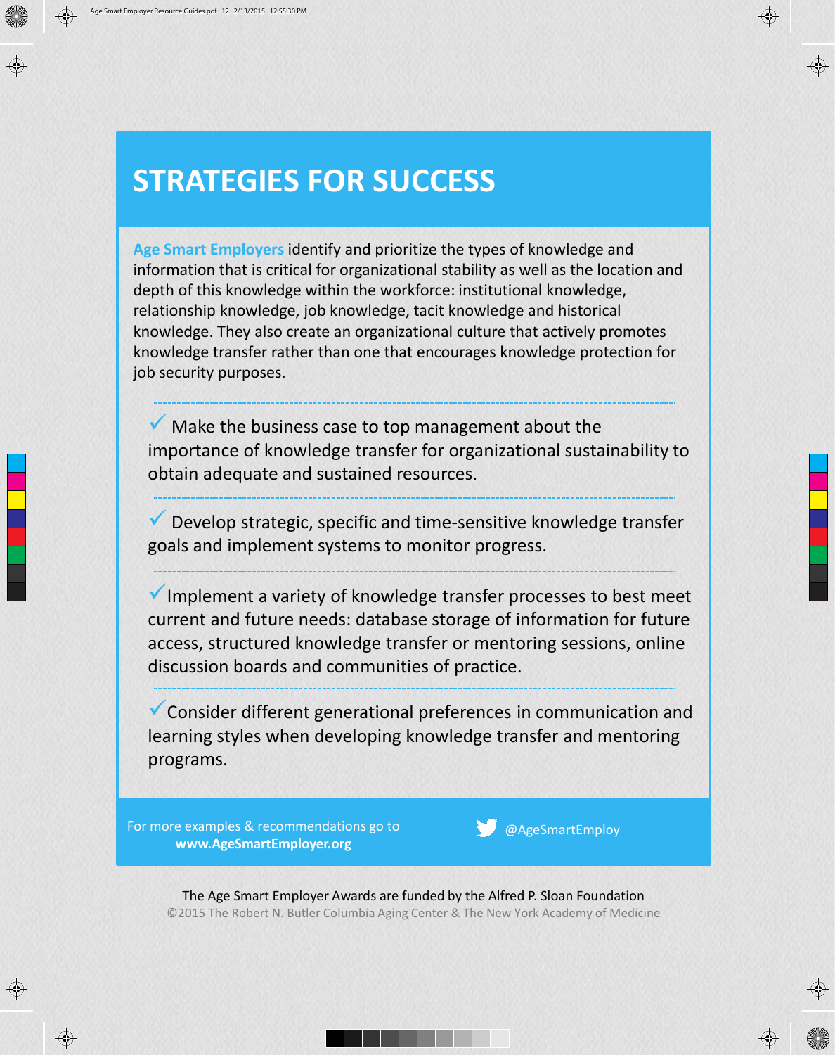# STRATEGIES FOR SUCCESS

**Age Smart Employers** identify and prioritize the types of knowledge and information that is critical for organizational stability as well as the location and depth of this knowledge within the workforce: institutional knowledge, relationship knowledge, job knowledge, tacit knowledge and historical knowledge. They also create an organizational culture that actively promotes knowledge transfer rather than one that encourages knowledge protection for job security purposes.

- ✓ Make the business case to top management about the importance of knowledge transfer for organizational sustainability to obtain adequate and sustained resources.

- ✓ Develop strategic, specific and time-sensitive knowledge transfer goals and implement systems to monitor progress.

- ✓ Implement a variety of knowledge transfer processes to best meet current and future needs: database storage of information for future access, structured knowledge transfer or mentoring sessions, online discussion boards and communities of practice.

- ✓ Consider different generational preferences in communication and learning styles when developing knowledge transfer and mentoring programs.

For more examples & recommendations go to **www.AgeSmartEmployer.org**

@AgeSmartEmploy

The Age Smart Employer Awards are funded by the Alfred P. Sloan Foundation

©2015 The Robert N. Butler Columbia Aging Center & The New York Academy of Medicine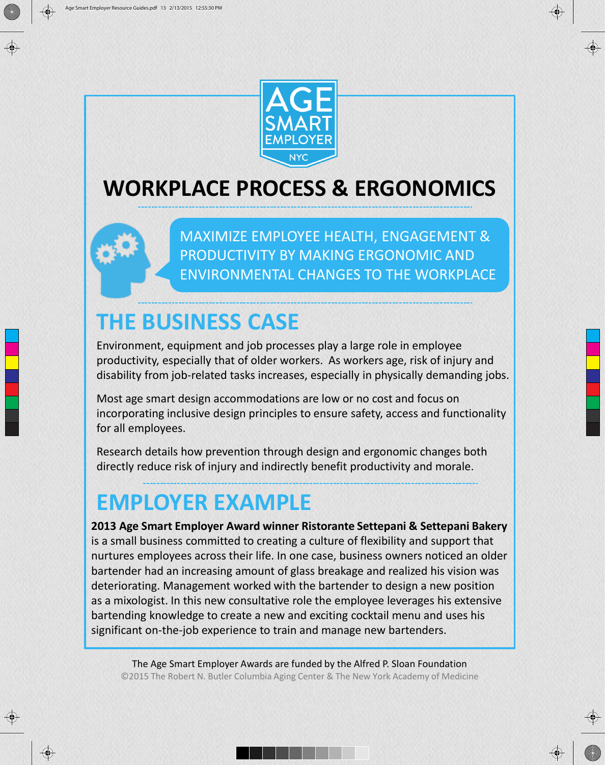AGE SMART EMPLOYER NYC

# WORKPLACE PROCESS & ERGONOMICS

MAXIMIZE EMPLOYEE HEALTH, ENGAGEMENT & PRODUCTIVITY BY MAKING ERGONOMIC AND ENVIRONMENTAL CHANGES TO THE WORKPLACE

## THE BUSINESS CASE

Environment, equipment and job processes play a large role in employee productivity, especially that of older workers. As workers age, risk of injury and disability from job-related tasks increases, especially in physically demanding jobs.

Most age smart design accommodations are low or no cost and focus on incorporating inclusive design principles to ensure safety, access and functionality for all employees.

Research details how prevention through design and ergonomic changes both directly reduce risk of injury and indirectly benefit productivity and morale.

## EMPLOYER EXAMPLE

**2013 Age Smart Employer Award winner Ristorante Settepani & Settepani Bakery** is a small business committed to creating a culture of flexibility and support that nurtures employees across their life. In one case, business owners noticed an older bartender had an increasing amount of glass breakage and realized his vision was deteriorating. Management worked with the bartender to design a new position as a mixologist. In this new consultative role the employee leverages his extensive bartending knowledge to create a new and exciting cocktail menu and uses his significant on-the-job experience to train and manage new bartenders.

The Age Smart Employer Awards are funded by the Alfred P. Sloan Foundation

©2015 The Robert N. Butler Columbia Aging Center & The New York Academy of Medicine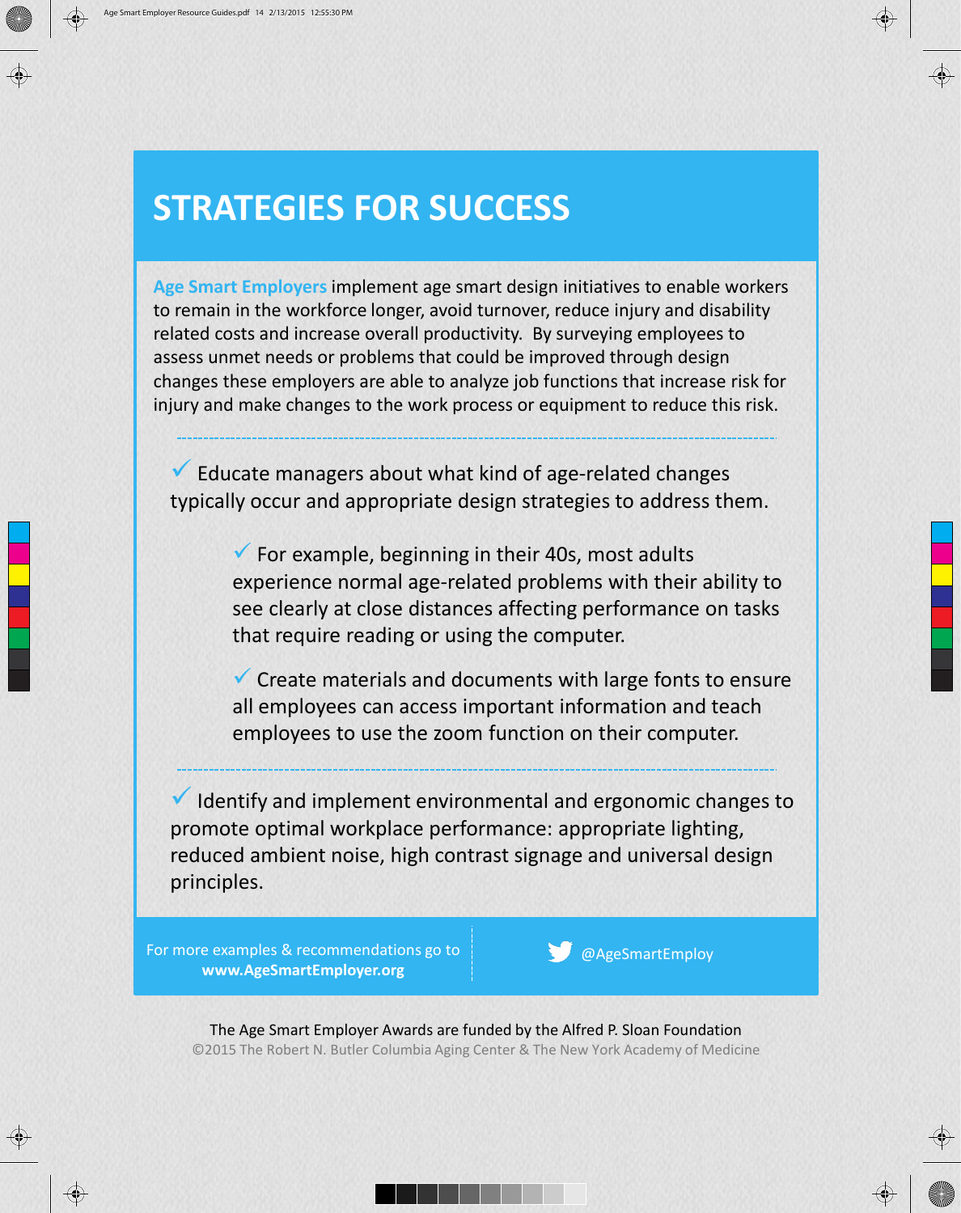# STRATEGIES FOR SUCCESS

**Age Smart Employers** implement age smart design initiatives to enable workers to remain in the workforce longer, avoid turnover, reduce injury and disability related costs and increase overall productivity. By surveying employees to assess unmet needs or problems that could be improved through design changes these employers are able to analyze job functions that increase risk for injury and make changes to the work process or equipment to reduce this risk.

---

✓ Educate managers about what kind of age-related changes typically occur and appropriate design strategies to address them.

> ✓ For example, beginning in their 40s, most adults experience normal age-related problems with their ability to see clearly at close distances affecting performance on tasks that require reading or using the computer.
>
> ✓ Create materials and documents with large fonts to ensure all employees can access important information and teach employees to use the zoom function on their computer.

---

✓ Identify and implement environmental and ergonomic changes to promote optimal workplace performance: appropriate lighting, reduced ambient noise, high contrast signage and universal design principles.

For more examples & recommendations go to **www.AgeSmartEmployer.org**

@AgeSmartEmploy

The Age Smart Employer Awards are funded by the Alfred P. Sloan Foundation

©2015 The Robert N. Butler Columbia Aging Center & The New York Academy of Medicine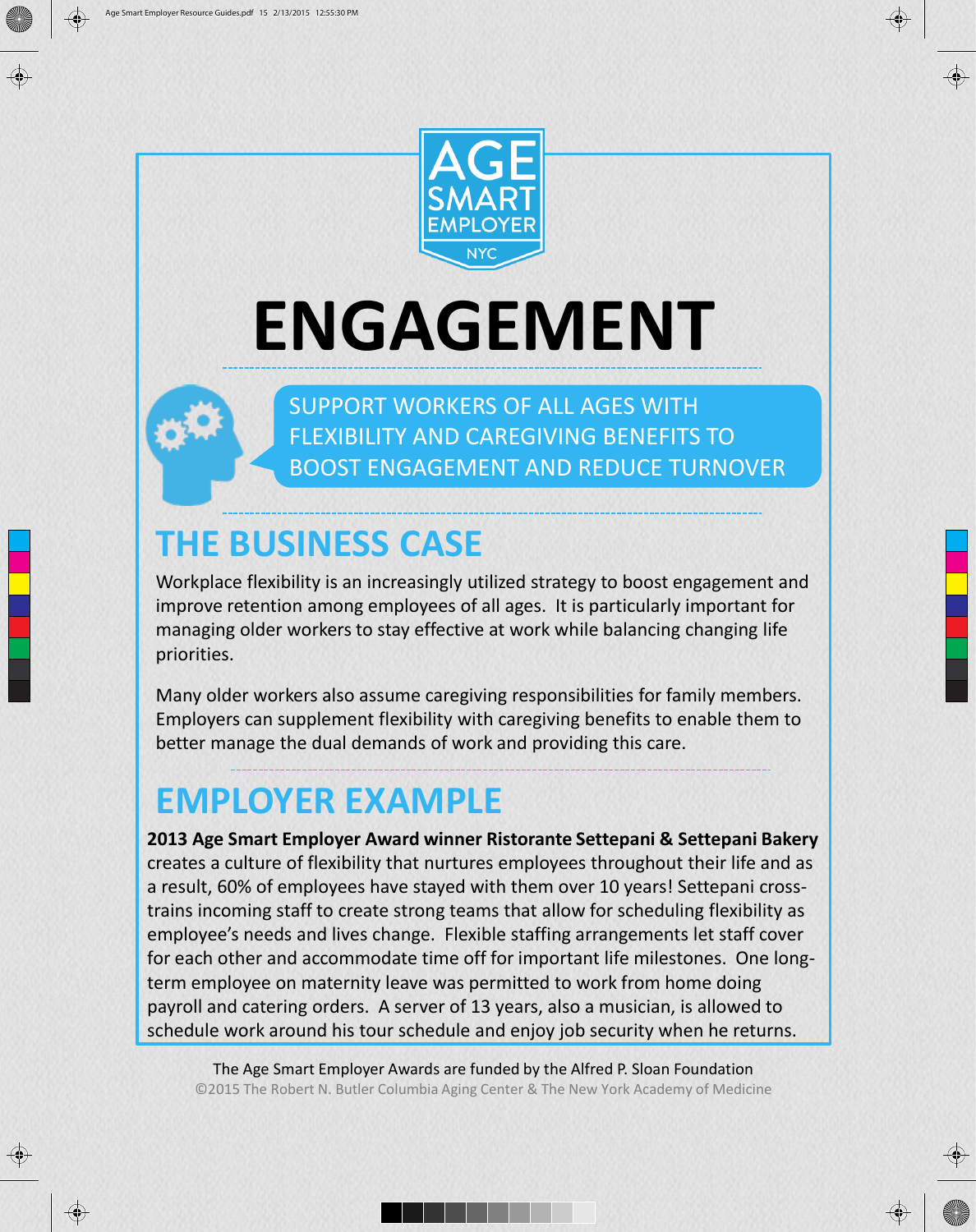AGE SMART EMPLOYER NYC

# ENGAGEMENT

SUPPORT WORKERS OF ALL AGES WITH FLEXIBILITY AND CAREGIVING BENEFITS TO BOOST ENGAGEMENT AND REDUCE TURNOVER

## THE BUSINESS CASE

Workplace flexibility is an increasingly utilized strategy to boost engagement and improve retention among employees of all ages. It is particularly important for managing older workers to stay effective at work while balancing changing life priorities.

Many older workers also assume caregiving responsibilities for family members. Employers can supplement flexibility with caregiving benefits to enable them to better manage the dual demands of work and providing this care.

## EMPLOYER EXAMPLE

**2013 Age Smart Employer Award winner Ristorante Settepani & Settepani Bakery** creates a culture of flexibility that nurtures employees throughout their life and as a result, 60% of employees have stayed with them over 10 years! Settepani cross-trains incoming staff to create strong teams that allow for scheduling flexibility as employee's needs and lives change. Flexible staffing arrangements let staff cover for each other and accommodate time off for important life milestones. One long-term employee on maternity leave was permitted to work from home doing payroll and catering orders. A server of 13 years, also a musician, is allowed to schedule work around his tour schedule and enjoy job security when he returns.

The Age Smart Employer Awards are funded by the Alfred P. Sloan Foundation

©2015 The Robert N. Butler Columbia Aging Center & The New York Academy of Medicine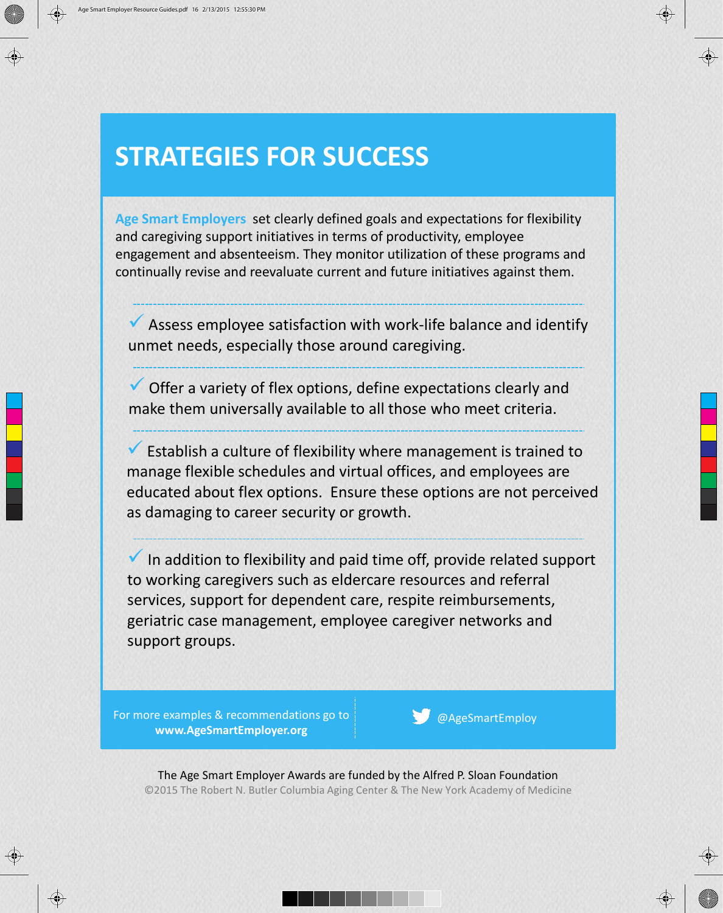# STRATEGIES FOR SUCCESS

**Age Smart Employers** set clearly defined goals and expectations for flexibility and caregiving support initiatives in terms of productivity, employee engagement and absenteeism. They monitor utilization of these programs and continually revise and reevaluate current and future initiatives against them.

---

✓ Assess employee satisfaction with work-life balance and identify unmet needs, especially those around caregiving.

---

✓ Offer a variety of flex options, define expectations clearly and make them universally available to all those who meet criteria.

---

✓ Establish a culture of flexibility where management is trained to manage flexible schedules and virtual offices, and employees are educated about flex options. Ensure these options are not perceived as damaging to career security or growth.

---

✓ In addition to flexibility and paid time off, provide related support to working caregivers such as eldercare resources and referral services, support for dependent care, respite reimbursements, geriatric case management, employee caregiver networks and support groups.

For more examples & recommendations go to **www.AgeSmartEmployer.org**

@AgeSmartEmploy

The Age Smart Employer Awards are funded by the Alfred P. Sloan Foundation

©2015 The Robert N. Butler Columbia Aging Center & The New York Academy of Medicine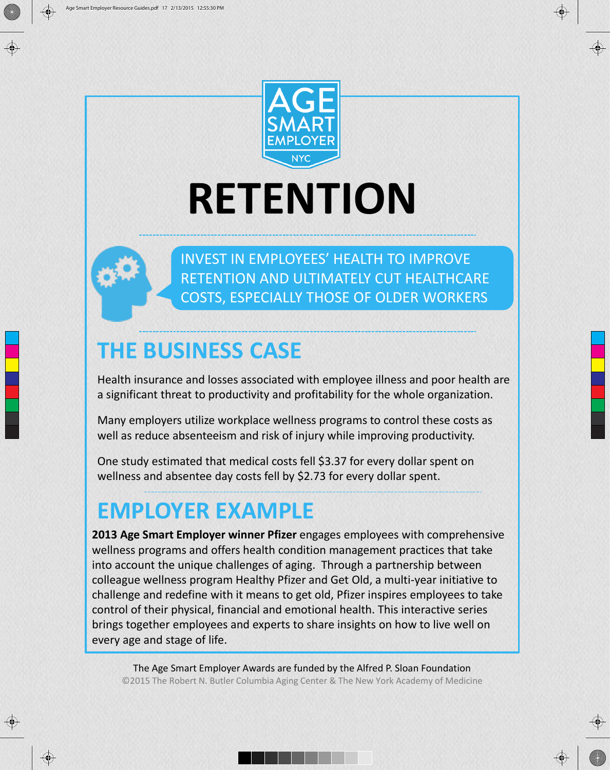AGE SMART EMPLOYER NYC

# RETENTION

INVEST IN EMPLOYEES' HEALTH TO IMPROVE RETENTION AND ULTIMATELY CUT HEALTHCARE COSTS, ESPECIALLY THOSE OF OLDER WORKERS

## THE BUSINESS CASE

Health insurance and losses associated with employee illness and poor health are a significant threat to productivity and profitability for the whole organization.

Many employers utilize workplace wellness programs to control these costs as well as reduce absenteeism and risk of injury while improving productivity.

One study estimated that medical costs fell $3.37 for every dollar spent on wellness and absentee day costs fell by $2.73 for every dollar spent.

## EMPLOYER EXAMPLE

**2013 Age Smart Employer winner Pfizer** engages employees with comprehensive wellness programs and offers health condition management practices that take into account the unique challenges of aging. Through a partnership between colleague wellness program Healthy Pfizer and Get Old, a multi-year initiative to challenge and redefine with it means to get old, Pfizer inspires employees to take control of their physical, financial and emotional health. This interactive series brings together employees and experts to share insights on how to live well on every age and stage of life.

The Age Smart Employer Awards are funded by the Alfred P. Sloan Foundation

©2015 The Robert N. Butler Columbia Aging Center & The New York Academy of Medicine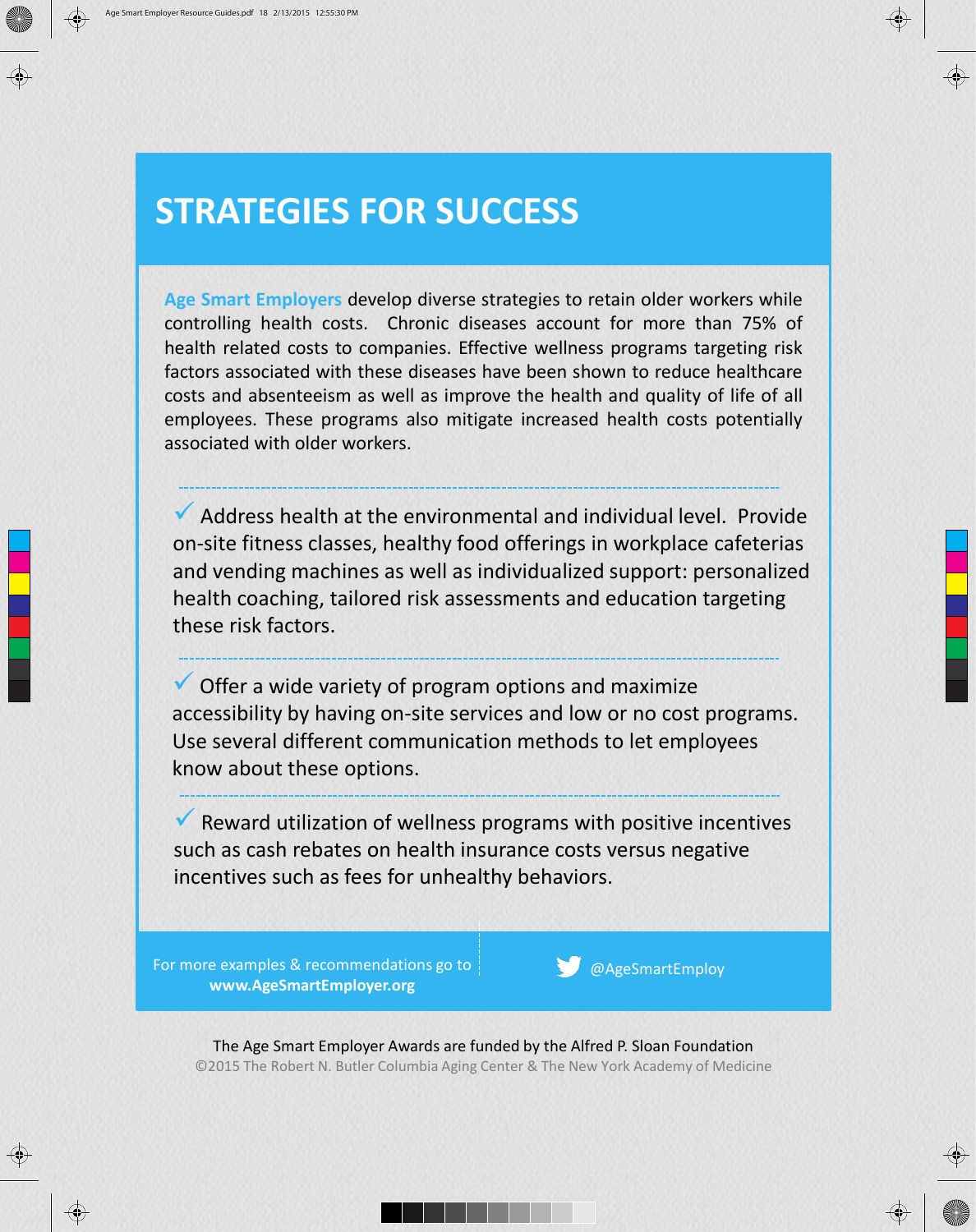# STRATEGIES FOR SUCCESS

**Age Smart Employers** develop diverse strategies to retain older workers while controlling health costs. Chronic diseases account for more than 75% of health related costs to companies. Effective wellness programs targeting risk factors associated with these diseases have been shown to reduce healthcare costs and absenteeism as well as improve the health and quality of life of all employees. These programs also mitigate increased health costs potentially associated with older workers.

---

✓ Address health at the environmental and individual level. Provide on-site fitness classes, healthy food offerings in workplace cafeterias and vending machines as well as individualized support: personalized health coaching, tailored risk assessments and education targeting these risk factors.

---

✓ Offer a wide variety of program options and maximize accessibility by having on-site services and low or no cost programs. Use several different communication methods to let employees know about these options.

---

✓ Reward utilization of wellness programs with positive incentives such as cash rebates on health insurance costs versus negative incentives such as fees for unhealthy behaviors.

For more examples & recommendations go to **www.AgeSmartEmployer.org**

@AgeSmartEmploy

The Age Smart Employer Awards are funded by the Alfred P. Sloan Foundation

©2015 The Robert N. Butler Columbia Aging Center & The New York Academy of Medicine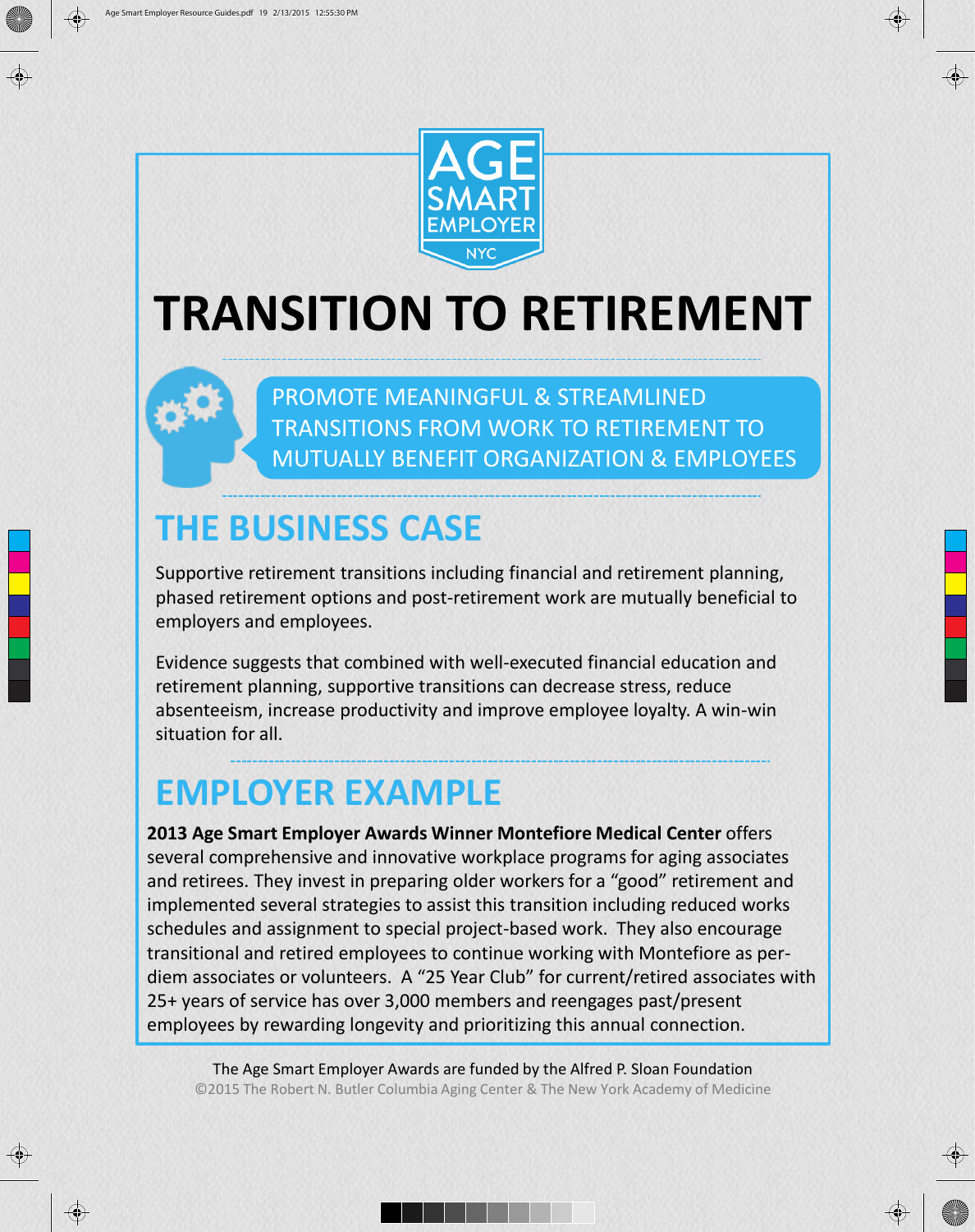AGE SMART EMPLOYER NYC

# TRANSITION TO RETIREMENT

PROMOTE MEANINGFUL & STREAMLINED TRANSITIONS FROM WORK TO RETIREMENT TO MUTUALLY BENEFIT ORGANIZATION & EMPLOYEES

## THE BUSINESS CASE

Supportive retirement transitions including financial and retirement planning, phased retirement options and post-retirement work are mutually beneficial to employers and employees.

Evidence suggests that combined with well-executed financial education and retirement planning, supportive transitions can decrease stress, reduce absenteeism, increase productivity and improve employee loyalty. A win-win situation for all.

## EMPLOYER EXAMPLE

**2013 Age Smart Employer Awards Winner Montefiore Medical Center** offers several comprehensive and innovative workplace programs for aging associates and retirees. They invest in preparing older workers for a "good" retirement and implemented several strategies to assist this transition including reduced works schedules and assignment to special project-based work. They also encourage transitional and retired employees to continue working with Montefiore as per-diem associates or volunteers. A "25 Year Club" for current/retired associates with 25+ years of service has over 3,000 members and reengages past/present employees by rewarding longevity and prioritizing this annual connection.

The Age Smart Employer Awards are funded by the Alfred P. Sloan Foundation

©2015 The Robert N. Butler Columbia Aging Center & The New York Academy of Medicine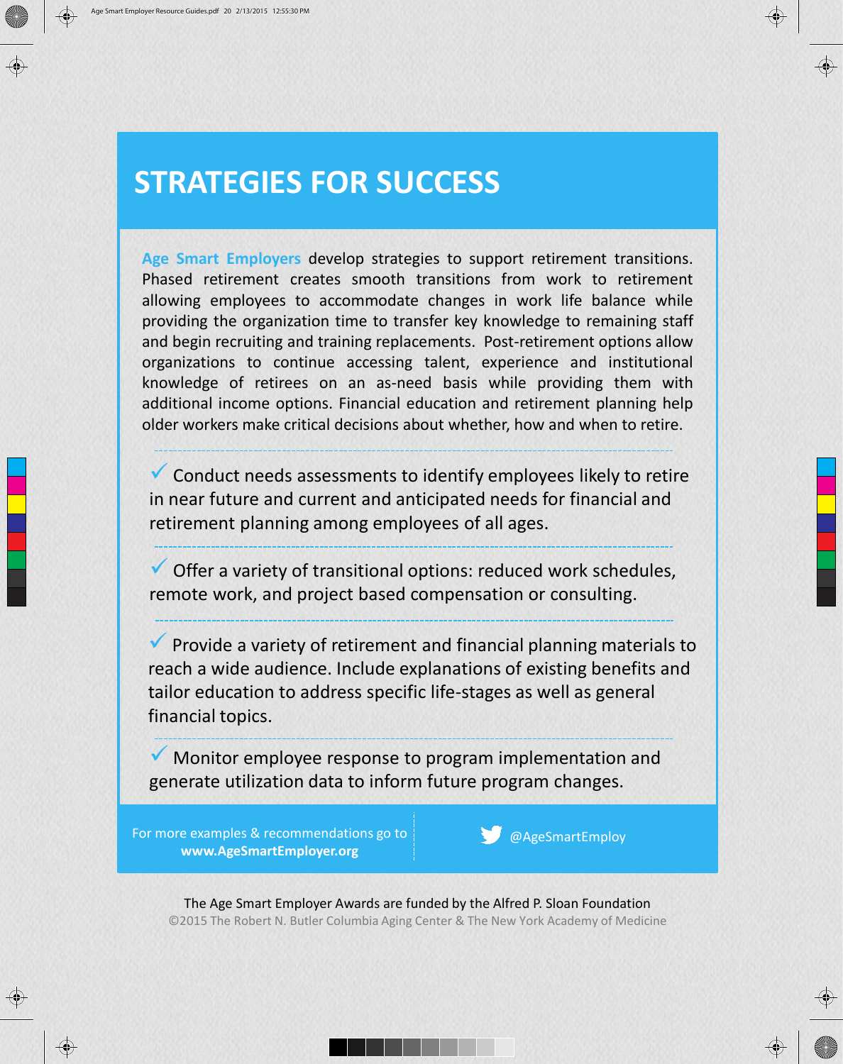# STRATEGIES FOR SUCCESS

**Age Smart Employers** develop strategies to support retirement transitions. Phased retirement creates smooth transitions from work to retirement allowing employees to accommodate changes in work life balance while providing the organization time to transfer key knowledge to remaining staff and begin recruiting and training replacements. Post-retirement options allow organizations to continue accessing talent, experience and institutional knowledge of retirees on an as-need basis while providing them with additional income options. Financial education and retirement planning help older workers make critical decisions about whether, how and when to retire.

---

✓ Conduct needs assessments to identify employees likely to retire in near future and current and anticipated needs for financial and retirement planning among employees of all ages.

---

✓ Offer a variety of transitional options: reduced work schedules, remote work, and project based compensation or consulting.

---

✓ Provide a variety of retirement and financial planning materials to reach a wide audience. Include explanations of existing benefits and tailor education to address specific life-stages as well as general financial topics.

---

✓ Monitor employee response to program implementation and generate utilization data to inform future program changes.

For more examples & recommendations go to **www.AgeSmartEmployer.org**

@AgeSmartEmploy

The Age Smart Employer Awards are funded by the Alfred P. Sloan Foundation

©2015 The Robert N. Butler Columbia Aging Center & The New York Academy of Medicine